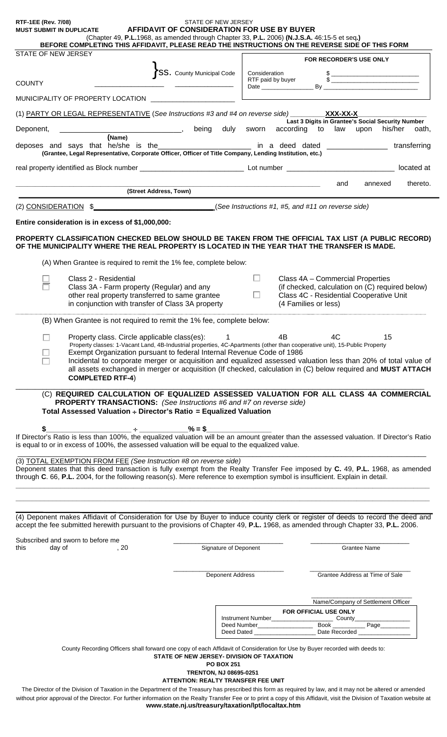**RTF-1EE (Rev. 7/08)**
**MUST SUBMIT IN DUPLICATE**

STATE OF NEW JERSEY

# AFFIDAVIT OF CONSIDERATION FOR USE BY BUYER

(Chapter 49, **P.L.**1968, as amended through Chapter 33, **P.L.** 2006) **(N.J.S.A.** 46:15-5 et seq**.)**

**BEFORE COMPLETING THIS AFFIDAVIT, PLEASE READ THE INSTRUCTIONS ON THE REVERSE SIDE OF THIS FORM**

STATE OF NEW JERSEY

} SS. County Municipal Code

COUNTY ____________________ ________________

MUNICIPALITY OF PROPERTY LOCATION ______________________

**FOR RECORDER'S USE ONLY**

Consideration $ ________________________
RTF paid by buyer $ ________________________
Date ________________ By ___________________________

(1) PARTY OR LEGAL REPRESENTATIVE (*See Instructions #3 and #4 on reverse side*) ________ **XXX-XX-X**________________

**Last 3 Digits in Grantee's Social Security Number**

Deponent, ______________________________, being duly sworn according to law upon his/her oath,
**(Name)**

deposes and says that he/she is the______________________ in a deed dated ______________ transferring
**(Grantee, Legal Representative, Corporate Officer, Officer of Title Company, Lending Institution, etc.)**

real property identified as Block number __________________________ Lot number __________________________ located at

______________________________________________________________________ and annexed thereto.
**(Street Address, Town)**

(2) CONSIDERATION $____________________________ (*See Instructions #1, #5, and #11 on reverse side*)

**Entire consideration is in excess of $1,000,000:**

**PROPERTY CLASSIFICATION CHECKED BELOW SHOULD BE TAKEN FROM THE OFFICIAL TAX LIST (A PUBLIC RECORD) OF THE MUNICIPALITY WHERE THE REAL PROPERTY IS LOCATED IN THE YEAR THAT THE TRANSFER IS MADE.**

(A) When Grantee is required to remit the 1% fee, complete below:

- ☐ Class 2 - Residential
- ☐ Class 3A - Farm property (Regular) and any other real property transferred to same grantee in conjunction with transfer of Class 3A property
- ☐ Class 4A – Commercial Properties (if checked, calculation on (C) required below)
- ☐ Class 4C - Residential Cooperative Unit (4 Families or less)

(B) When Grantee is not required to remit the 1% fee, complete below:

- ☐ Property class. Circle applicable class(es): 1 4B 4C 15
  Property classes: 1-Vacant Land, 4B-Industrial properties, 4C-Apartments (other than cooperative unit), 15-Public Property
- ☐ Exempt Organization pursuant to federal Internal Revenue Code of 1986
- ☐ Incidental to corporate merger or acquisition and equalized assessed valuation less than 20% of total value of all assets exchanged in merger or acquisition (If checked, calculation in (C) below required and **MUST ATTACH COMPLETED RTF-4**)

(C) **REQUIRED CALCULATION OF EQUALIZED ASSESSED VALUATION FOR ALL CLASS 4A COMMERCIAL PROPERTY TRANSACTIONS:** (*See Instructions #6 and #7 on reverse side*)
**Total Assessed Valuation ÷ Director's Ratio = Equalized Valuation**

**$**____________________ ÷ ___________**%** = **$**_______________

If Director's Ratio is less than 100%, the equalized valuation will be an amount greater than the assessed valuation. If Director's Ratio is equal to or in excess of 100%, the assessed valuation will be equal to the equalized value.

(3) TOTAL EXEMPTION FROM FEE (*See Instruction #8 on reverse side*)
Deponent states that this deed transaction is fully exempt from the Realty Transfer Fee imposed by **C.** 49, **P.L.** 1968, as amended through **C**. 66, **P.L.** 2004, for the following reason(s). Mere reference to exemption symbol is insufficient. Explain in detail.

________________________________________________________________________________________________

________________________________________________________________________________________________

(4) Deponent makes Affidavit of Consideration for Use by Buyer to induce county clerk or register of deeds to record the deed and accept the fee submitted herewith pursuant to the provisions of Chapter 49, **P.L.** 1968, as amended through Chapter 33, **P.L.** 2006.

Subscribed and sworn to before me
this day of , 20

____________________________ Signature of Deponent

____________________________ Grantee Name

____________________________ Deponent Address

____________________________ Grantee Address at Time of Sale

____________________________ Name/Company of Settlement Officer

**FOR OFFICIAL USE ONLY**
Instrument Number_________________ County_________________
Deed Number________________ Book _________ Page________
Deed Dated __________________ Date Recorded _______________

County Recording Officers shall forward one copy of each Affidavit of Consideration for Use by Buyer recorded with deeds to:

**STATE OF NEW JERSEY- DIVISION OF TAXATION**
**PO BOX 251**
**TRENTON, NJ 08695-0251**
**ATTENTION: REALTY TRANSFER FEE UNIT**

The Director of the Division of Taxation in the Department of the Treasury has prescribed this form as required by law, and it may not be altered or amended without prior approval of the Director. For further information on the Realty Transfer Fee or to print a copy of this Affidavit, visit the Division of Taxation website at **www.state.nj.us/treasury/taxation/lpt/localtax.htm**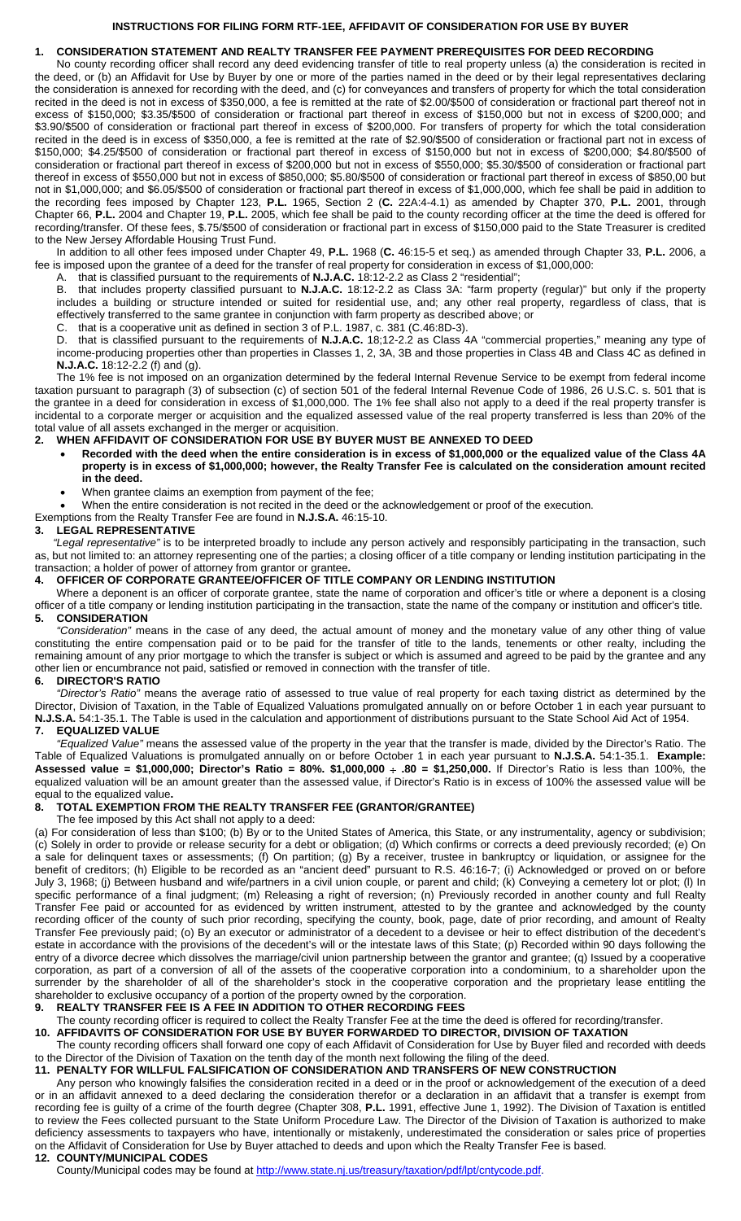# INSTRUCTIONS FOR FILING FORM RTF-1EE, AFFIDAVIT OF CONSIDERATION FOR USE BY BUYER

## 1. CONSIDERATION STATEMENT AND REALTY TRANSFER FEE PAYMENT PREREQUISITES FOR DEED RECORDING

No county recording officer shall record any deed evidencing transfer of title to real property unless (a) the consideration is recited in the deed, or (b) an Affidavit for Use by Buyer by one or more of the parties named in the deed or by their legal representatives declaring the consideration is annexed for recording with the deed, and (c) for conveyances and transfers of property for which the total consideration recited in the deed is not in excess of \$350,000, a fee is remitted at the rate of \$2.00/\$500 of consideration or fractional part thereof not in excess of \$150,000; \$3.35/\$500 of consideration or fractional part thereof in excess of \$150,000 but not in excess of \$200,000; and \$3.90/\$500 of consideration or fractional part thereof in excess of \$200,000. For transfers of property for which the total consideration recited in the deed is in excess of \$350,000, a fee is remitted at the rate of \$2.90/\$500 of consideration or fractional part not in excess of \$150,000; \$4.25/\$500 of consideration or fractional part thereof in excess of \$150,000 but not in excess of \$200,000; \$4.80/\$500 of consideration or fractional part thereof in excess of \$200,000 but not in excess of \$550,000; \$5.30/\$500 of consideration or fractional part thereof in excess of \$550,000 but not in excess of \$850,000; \$5.80/\$500 of consideration or fractional part thereof in excess of \$850,00 but not in \$1,000,000; and \$6.05/\$500 of consideration or fractional part thereof in excess of \$1,000,000, which fee shall be paid in addition to the recording fees imposed by Chapter 123, **P.L.** 1965, Section 2 (**C.** 22A:4-4.1) as amended by Chapter 370, **P.L.** 2001, through Chapter 66, **P.L.** 2004 and Chapter 19, **P.L.** 2005, which fee shall be paid to the county recording officer at the time the deed is offered for recording/transfer. Of these fees, \$.75/\$500 of consideration or fractional part in excess of \$150,000 paid to the State Treasurer is credited to the New Jersey Affordable Housing Trust Fund.

In addition to all other fees imposed under Chapter 49, **P.L.** 1968 (**C.** 46:15-5 et seq.) as amended through Chapter 33, **P.L.** 2006, a fee is imposed upon the grantee of a deed for the transfer of real property for consideration in excess of \$1,000,000:

A. that is classified pursuant to the requirements of **N.J.A.C.** 18:12-2.2 as Class 2 "residential";

B. that includes property classified pursuant to **N.J.A.C.** 18:12-2.2 as Class 3A: "farm property (regular)" but only if the property includes a building or structure intended or suited for residential use, and; any other real property, regardless of class, that is effectively transferred to the same grantee in conjunction with farm property as described above; or

C. that is a cooperative unit as defined in section 3 of P.L. 1987, c. 381 (C.46:8D-3).

D. that is classified pursuant to the requirements of **N.J.A.C.** 18;12-2.2 as Class 4A "commercial properties," meaning any type of income-producing properties other than properties in Classes 1, 2, 3A, 3B and those properties in Class 4B and Class 4C as defined in **N.J.A.C.** 18:12-2.2 (f) and (g).

The 1% fee is not imposed on an organization determined by the federal Internal Revenue Service to be exempt from federal income taxation pursuant to paragraph (3) of subsection (c) of section 501 of the federal Internal Revenue Code of 1986, 26 U.S.C. s. 501 that is the grantee in a deed for consideration in excess of \$1,000,000. The 1% fee shall also not apply to a deed if the real property transfer is incidental to a corporate merger or acquisition and the equalized assessed value of the real property transferred is less than 20% of the total value of all assets exchanged in the merger or acquisition.

## 2. WHEN AFFIDAVIT OF CONSIDERATION FOR USE BY BUYER MUST BE ANNEXED TO DEED

- **Recorded with the deed when the entire consideration is in excess of \$1,000,000 or the equalized value of the Class 4A property is in excess of \$1,000,000; however, the Realty Transfer Fee is calculated on the consideration amount recited in the deed.**
- When grantee claims an exemption from payment of the fee;
- When the entire consideration is not recited in the deed or the acknowledgement or proof of the execution.

Exemptions from the Realty Transfer Fee are found in **N.J.S.A.** 46:15-10.

## 3. LEGAL REPRESENTATIVE

*"Legal representative"* is to be interpreted broadly to include any person actively and responsibly participating in the transaction, such as, but not limited to: an attorney representing one of the parties; a closing officer of a title company or lending institution participating in the transaction; a holder of power of attorney from grantor or grantee**.**

## 4. OFFICER OF CORPORATE GRANTEE/OFFICER OF TITLE COMPANY OR LENDING INSTITUTION

Where a deponent is an officer of corporate grantee, state the name of corporation and officer's title or where a deponent is a closing officer of a title company or lending institution participating in the transaction, state the name of the company or institution and officer's title.

## 5. CONSIDERATION

*"Consideration"* means in the case of any deed, the actual amount of money and the monetary value of any other thing of value constituting the entire compensation paid or to be paid for the transfer of title to the lands, tenements or other realty, including the remaining amount of any prior mortgage to which the transfer is subject or which is assumed and agreed to be paid by the grantee and any other lien or encumbrance not paid, satisfied or removed in connection with the transfer of title.

## 6. DIRECTOR'S RATIO

*"Director's Ratio"* means the average ratio of assessed to true value of real property for each taxing district as determined by the Director, Division of Taxation, in the Table of Equalized Valuations promulgated annually on or before October 1 in each year pursuant to **N.J.S.A.** 54:1-35.1. The Table is used in the calculation and apportionment of distributions pursuant to the State School Aid Act of 1954.

## 7. EQUALIZED VALUE

*"Equalized Value"* means the assessed value of the property in the year that the transfer is made, divided by the Director's Ratio. The Table of Equalized Valuations is promulgated annually on or before October 1 in each year pursuant to **N.J.S.A.** 54:1-35.1. **Example: Assessed value = \$1,000,000; Director's Ratio = 80%. \$1,000,000 ÷ .80 = \$1,250,000.** If Director's Ratio is less than 100%, the equalized valuation will be an amount greater than the assessed value, if Director's Ratio is in excess of 100% the assessed value will be equal to the equalized value**.**

## 8. TOTAL EXEMPTION FROM THE REALTY TRANSFER FEE (GRANTOR/GRANTEE)

The fee imposed by this Act shall not apply to a deed:

(a) For consideration of less than \$100; (b) By or to the United States of America, this State, or any instrumentality, agency or subdivision; (c) Solely in order to provide or release security for a debt or obligation; (d) Which confirms or corrects a deed previously recorded; (e) On a sale for delinquent taxes or assessments; (f) On partition; (g) By a receiver, trustee in bankruptcy or liquidation, or assignee for the benefit of creditors; (h) Eligible to be recorded as an "ancient deed" pursuant to R.S. 46:16-7; (i) Acknowledged or proved on or before July 3, 1968; (j) Between husband and wife/partners in a civil union couple, or parent and child; (k) Conveying a cemetery lot or plot; (l) In specific performance of a final judgment; (m) Releasing a right of reversion; (n) Previously recorded in another county and full Realty Transfer Fee paid or accounted for as evidenced by written instrument, attested to by the grantee and acknowledged by the county recording officer of the county of such prior recording, specifying the county, book, page, date of prior recording, and amount of Realty Transfer Fee previously paid; (o) By an executor or administrator of a decedent to a devisee or heir to effect distribution of the decedent's estate in accordance with the provisions of the decedent's will or the intestate laws of this State; (p) Recorded within 90 days following the entry of a divorce decree which dissolves the marriage/civil union partnership between the grantor and grantee; (q) Issued by a cooperative corporation, as part of a conversion of all of the assets of the cooperative corporation into a condominium, to a shareholder upon the surrender by the shareholder of all of the shareholder's stock in the cooperative corporation and the proprietary lease entitling the shareholder to exclusive occupancy of a portion of the property owned by the corporation.

## 9. REALTY TRANSFER FEE IS A FEE IN ADDITION TO OTHER RECORDING FEES

The county recording officer is required to collect the Realty Transfer Fee at the time the deed is offered for recording/transfer.

## 10. AFFIDAVITS OF CONSIDERATION FOR USE BY BUYER FORWARDED TO DIRECTOR, DIVISION OF TAXATION

The county recording officers shall forward one copy of each Affidavit of Consideration for Use by Buyer filed and recorded with deeds to the Director of the Division of Taxation on the tenth day of the month next following the filing of the deed.

## 11. PENALTY FOR WILLFUL FALSIFICATION OF CONSIDERATION AND TRANSFERS OF NEW CONSTRUCTION

Any person who knowingly falsifies the consideration recited in a deed or in the proof or acknowledgement of the execution of a deed or in an affidavit annexed to a deed declaring the consideration therefor or a declaration in an affidavit that a transfer is exempt from recording fee is guilty of a crime of the fourth degree (Chapter 308, **P.L.** 1991, effective June 1, 1992). The Division of Taxation is entitled to review the Fees collected pursuant to the State Uniform Procedure Law. The Director of the Division of Taxation is authorized to make deficiency assessments to taxpayers who have, intentionally or mistakenly, underestimated the consideration or sales price of properties on the Affidavit of Consideration for Use by Buyer attached to deeds and upon which the Realty Transfer Fee is based.

## 12. COUNTY/MUNICIPAL CODES

County/Municipal codes may be found at http://www.state.nj.us/treasury/taxation/pdf/lpt/cntycode.pdf.